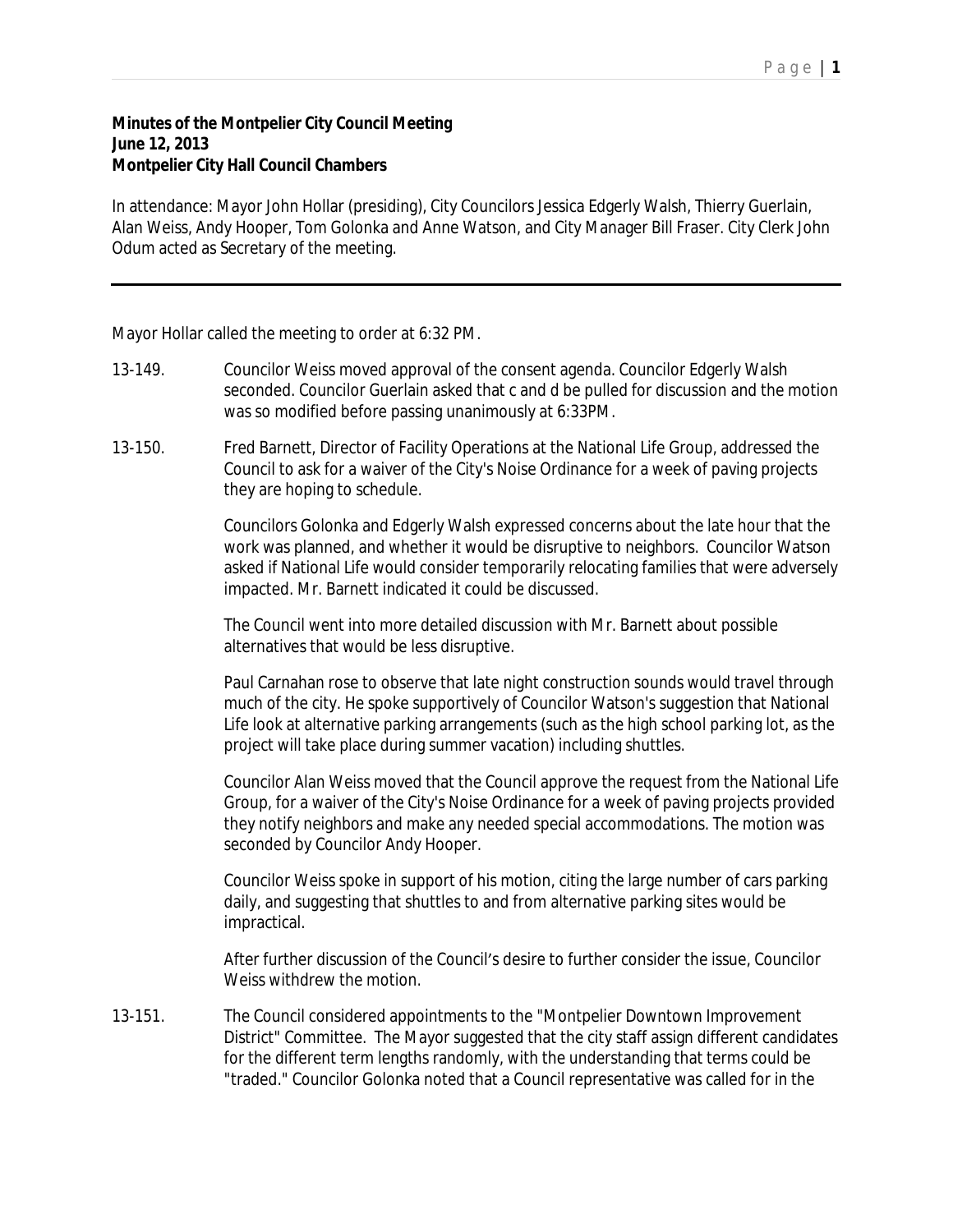**Minutes of the Montpelier City Council Meeting**
**June 12, 2013**
**Montpelier City Hall Council Chambers**

In attendance: Mayor John Hollar (presiding), City Councilors Jessica Edgerly Walsh, Thierry Guerlain, Alan Weiss, Andy Hooper, Tom Golonka and Anne Watson, and City Manager Bill Fraser. City Clerk John Odum acted as Secretary of the meeting.

---

Mayor Hollar called the meeting to order at 6:32 PM.

13-149. Councilor Weiss moved approval of the consent agenda. Councilor Edgerly Walsh seconded. Councilor Guerlain asked that c and d be pulled for discussion and the motion was so modified before passing unanimously at 6:33PM.

13-150. Fred Barnett, Director of Facility Operations at the National Life Group, addressed the Council to ask for a waiver of the City's Noise Ordinance for a week of paving projects they are hoping to schedule.

Councilors Golonka and Edgerly Walsh expressed concerns about the late hour that the work was planned, and whether it would be disruptive to neighbors. Councilor Watson asked if National Life would consider temporarily relocating families that were adversely impacted. Mr. Barnett indicated it could be discussed.

The Council went into more detailed discussion with Mr. Barnett about possible alternatives that would be less disruptive.

Paul Carnahan rose to observe that late night construction sounds would travel through much of the city. He spoke supportively of Councilor Watson's suggestion that National Life look at alternative parking arrangements (such as the high school parking lot, as the project will take place during summer vacation) including shuttles.

Councilor Alan Weiss moved that the Council approve the request from the National Life Group, for a waiver of the City's Noise Ordinance for a week of paving projects provided they notify neighbors and make any needed special accommodations. The motion was seconded by Councilor Andy Hooper.

Councilor Weiss spoke in support of his motion, citing the large number of cars parking daily, and suggesting that shuttles to and from alternative parking sites would be impractical.

After further discussion of the Council's desire to further consider the issue, Councilor Weiss withdrew the motion.

13-151. The Council considered appointments to the "Montpelier Downtown Improvement District" Committee. The Mayor suggested that the city staff assign different candidates for the different term lengths randomly, with the understanding that terms could be "traded." Councilor Golonka noted that a Council representative was called for in the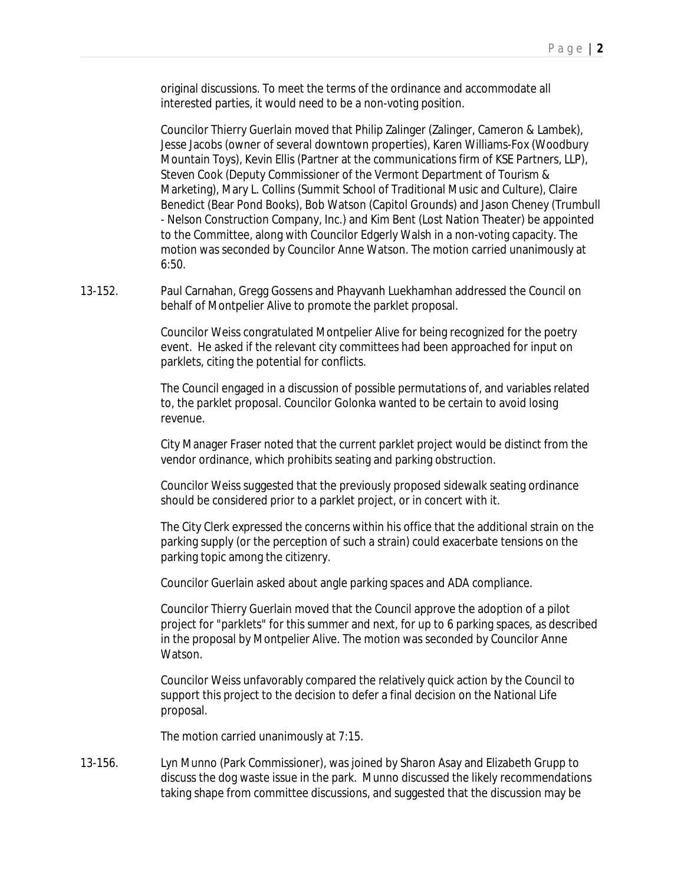original discussions. To meet the terms of the ordinance and accommodate all interested parties, it would need to be a non-voting position.

Councilor Thierry Guerlain moved that Philip Zalinger (Zalinger, Cameron & Lambek), Jesse Jacobs (owner of several downtown properties), Karen Williams-Fox (Woodbury Mountain Toys), Kevin Ellis (Partner at the communications firm of KSE Partners, LLP), Steven Cook (Deputy Commissioner of the Vermont Department of Tourism & Marketing), Mary L. Collins (Summit School of Traditional Music and Culture), Claire Benedict (Bear Pond Books), Bob Watson (Capitol Grounds) and Jason Cheney (Trumbull - Nelson Construction Company, Inc.) and Kim Bent (Lost Nation Theater) be appointed to the Committee, along with Councilor Edgerly Walsh in a non-voting capacity. The motion was seconded by Councilor Anne Watson. The motion carried unanimously at 6:50.

13-152. Paul Carnahan, Gregg Gossens and Phayvanh Luekhamhan addressed the Council on behalf of Montpelier Alive to promote the parklet proposal.

Councilor Weiss congratulated Montpelier Alive for being recognized for the poetry event. He asked if the relevant city committees had been approached for input on parklets, citing the potential for conflicts.

The Council engaged in a discussion of possible permutations of, and variables related to, the parklet proposal. Councilor Golonka wanted to be certain to avoid losing revenue.

City Manager Fraser noted that the current parklet project would be distinct from the vendor ordinance, which prohibits seating and parking obstruction.

Councilor Weiss suggested that the previously proposed sidewalk seating ordinance should be considered prior to a parklet project, or in concert with it.

The City Clerk expressed the concerns within his office that the additional strain on the parking supply (or the perception of such a strain) could exacerbate tensions on the parking topic among the citizenry.

Councilor Guerlain asked about angle parking spaces and ADA compliance.

Councilor Thierry Guerlain moved that the Council approve the adoption of a pilot project for "parklets" for this summer and next, for up to 6 parking spaces, as described in the proposal by Montpelier Alive. The motion was seconded by Councilor Anne Watson.

Councilor Weiss unfavorably compared the relatively quick action by the Council to support this project to the decision to defer a final decision on the National Life proposal.

The motion carried unanimously at 7:15.

13-156. Lyn Munno (Park Commissioner), was joined by Sharon Asay and Elizabeth Grupp to discuss the dog waste issue in the park. Munno discussed the likely recommendations taking shape from committee discussions, and suggested that the discussion may be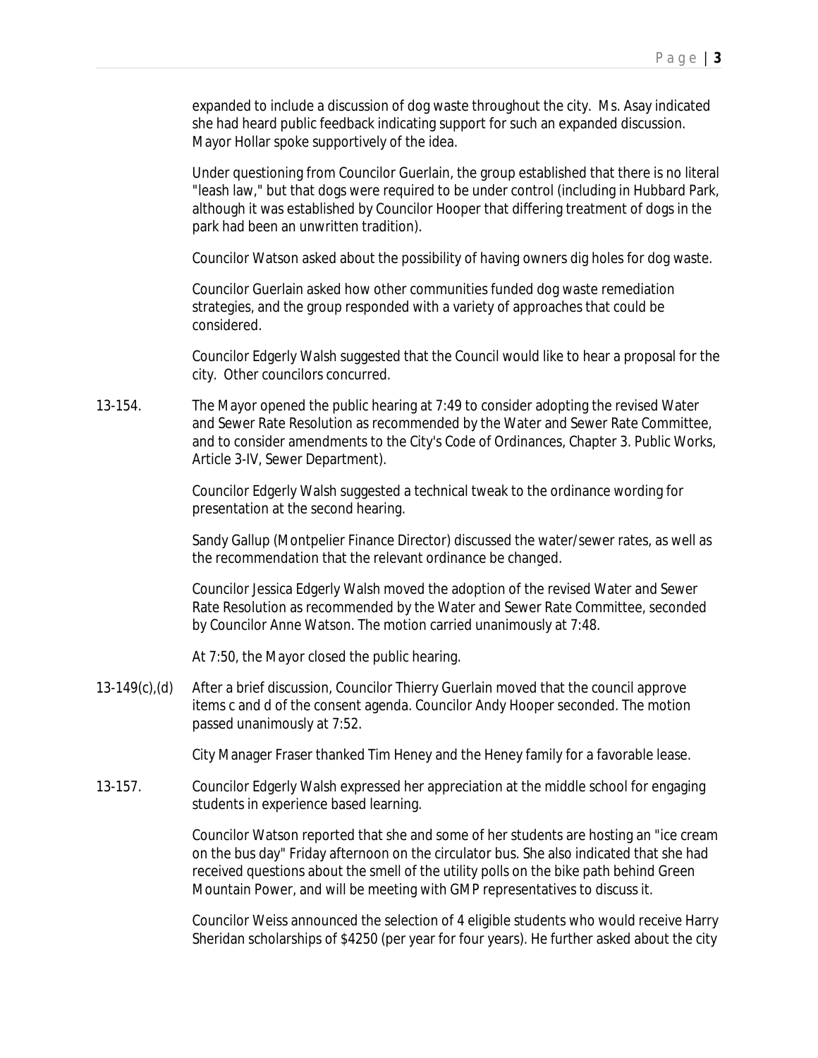expanded to include a discussion of dog waste throughout the city. Ms. Asay indicated she had heard public feedback indicating support for such an expanded discussion. Mayor Hollar spoke supportively of the idea.

Under questioning from Councilor Guerlain, the group established that there is no literal "leash law," but that dogs were required to be under control (including in Hubbard Park, although it was established by Councilor Hooper that differing treatment of dogs in the park had been an unwritten tradition).

Councilor Watson asked about the possibility of having owners dig holes for dog waste.

Councilor Guerlain asked how other communities funded dog waste remediation strategies, and the group responded with a variety of approaches that could be considered.

Councilor Edgerly Walsh suggested that the Council would like to hear a proposal for the city. Other councilors concurred.

13-154. The Mayor opened the public hearing at 7:49 to consider adopting the revised Water and Sewer Rate Resolution as recommended by the Water and Sewer Rate Committee, and to consider amendments to the City's Code of Ordinances, Chapter 3. Public Works, Article 3-IV, Sewer Department).

Councilor Edgerly Walsh suggested a technical tweak to the ordinance wording for presentation at the second hearing.

Sandy Gallup (Montpelier Finance Director) discussed the water/sewer rates, as well as the recommendation that the relevant ordinance be changed.

Councilor Jessica Edgerly Walsh moved the adoption of the revised Water and Sewer Rate Resolution as recommended by the Water and Sewer Rate Committee, seconded by Councilor Anne Watson. The motion carried unanimously at 7:48.

At 7:50, the Mayor closed the public hearing.

13-149(c),(d) After a brief discussion, Councilor Thierry Guerlain moved that the council approve items c and d of the consent agenda. Councilor Andy Hooper seconded. The motion passed unanimously at 7:52.

City Manager Fraser thanked Tim Heney and the Heney family for a favorable lease.

13-157. Councilor Edgerly Walsh expressed her appreciation at the middle school for engaging students in experience based learning.

Councilor Watson reported that she and some of her students are hosting an "ice cream on the bus day" Friday afternoon on the circulator bus. She also indicated that she had received questions about the smell of the utility polls on the bike path behind Green Mountain Power, and will be meeting with GMP representatives to discuss it.

Councilor Weiss announced the selection of 4 eligible students who would receive Harry Sheridan scholarships of $4250 (per year for four years). He further asked about the city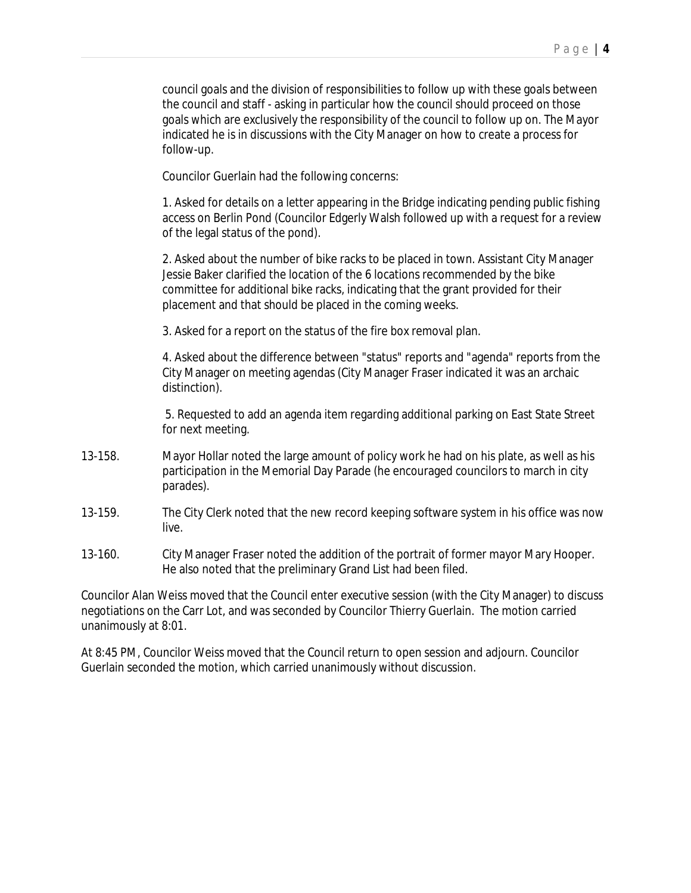council goals and the division of responsibilities to follow up with these goals between the council and staff - asking in particular how the council should proceed on those goals which are exclusively the responsibility of the council to follow up on. The Mayor indicated he is in discussions with the City Manager on how to create a process for follow-up.

Councilor Guerlain had the following concerns:

1. Asked for details on a letter appearing in the Bridge indicating pending public fishing access on Berlin Pond (Councilor Edgerly Walsh followed up with a request for a review of the legal status of the pond).

2. Asked about the number of bike racks to be placed in town. Assistant City Manager Jessie Baker clarified the location of the 6 locations recommended by the bike committee for additional bike racks, indicating that the grant provided for their placement and that should be placed in the coming weeks.

3. Asked for a report on the status of the fire box removal plan.

4. Asked about the difference between "status" reports and "agenda" reports from the City Manager on meeting agendas (City Manager Fraser indicated it was an archaic distinction).

5. Requested to add an agenda item regarding additional parking on East State Street for next meeting.

13-158. Mayor Hollar noted the large amount of policy work he had on his plate, as well as his participation in the Memorial Day Parade (he encouraged councilors to march in city parades).

13-159. The City Clerk noted that the new record keeping software system in his office was now live.

13-160. City Manager Fraser noted the addition of the portrait of former mayor Mary Hooper. He also noted that the preliminary Grand List had been filed.

Councilor Alan Weiss moved that the Council enter executive session (with the City Manager) to discuss negotiations on the Carr Lot, and was seconded by Councilor Thierry Guerlain. The motion carried unanimously at 8:01.

At 8:45 PM, Councilor Weiss moved that the Council return to open session and adjourn. Councilor Guerlain seconded the motion, which carried unanimously without discussion.